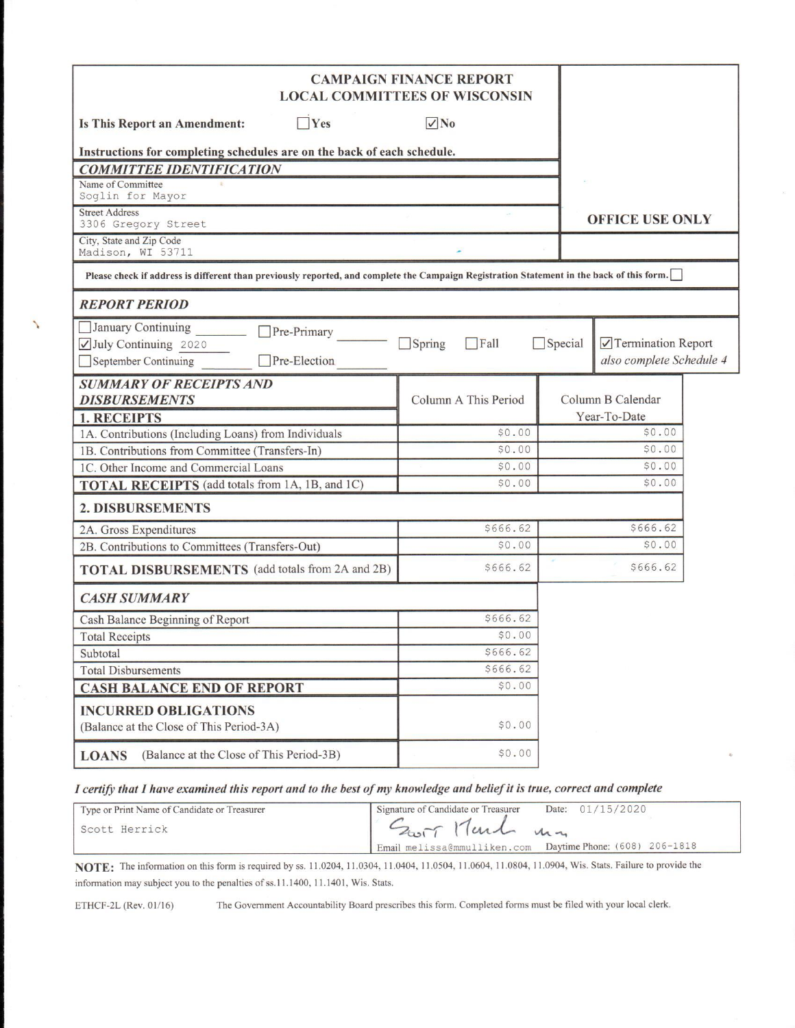# CAMPAIGN FINANCE REPORT
## LOCAL COMMITTEES OF WISCONSIN

**Is This Report an Amendment:** ☐ Yes ☑ No

**OFFICE USE ONLY**

**Instructions for completing schedules are on the back of each schedule.**

### *COMMITTEE IDENTIFICATION*

| | |
|---|---|
| Name of Committee | Soglin for Mayor |
| Street Address | 3306 Gregory Street |
| City, State and Zip Code | Madison, WI 53711 |

**Please check if address is different than previously reported, and complete the Campaign Registration Statement in the back of this form.** ☐

### *REPORT PERIOD*

☐ January Continuing ☐ Pre-Primary ☐ Spring ☐ Fall ☐ Special ☑ Termination Report *also complete Schedule 4*

☑ July Continuing 2020

☐ September Continuing ☐ Pre-Election

### *SUMMARY OF RECEIPTS AND DISBURSEMENTS*

| | Column A This Period | Column B Calendar Year-To-Date |
|---|---|---|
| **1. RECEIPTS** | | |
| 1A. Contributions (Including Loans) from Individuals | $0.00 | $0.00 |
| 1B. Contributions from Committee (Transfers-In) | $0.00 | $0.00 |
| 1C. Other Income and Commercial Loans | $0.00 | $0.00 |
| **TOTAL RECEIPTS** (add totals from 1A, 1B, and 1C) | $0.00 | $0.00 |
| **2. DISBURSEMENTS** | | |
| 2A. Gross Expenditures | $666.62 | $666.62 |
| 2B. Contributions to Committees (Transfers-Out) | $0.00 | $0.00 |
| **TOTAL DISBURSEMENTS** (add totals from 2A and 2B) | $666.62 | $666.62 |

### *CASH SUMMARY*

| | |
|---|---|
| Cash Balance Beginning of Report | $666.62 |
| Total Receipts | $0.00 |
| Subtotal | $666.62 |
| Total Disbursements | $666.62 |
| **CASH BALANCE END OF REPORT** | $0.00 |
| **INCURRED OBLIGATIONS** (Balance at the Close of This Period-3A) | $0.00 |
| **LOANS** (Balance at the Close of This Period-3B) | $0.00 |

*I certify that I have examined this report and to the best of my knowledge and belief it is true, correct and complete*

| Type or Print Name of Candidate or Treasurer | Signature of Candidate or Treasurer | Date: 01/15/2020 |
|---|---|---|
| Scott Herrick | Scott Herrick mm | |
| | Email melissa@mmulliken.com | Daytime Phone: (608) 206-1818 |

**NOTE:** The information on this form is required by ss. 11.0204, 11.0304, 11.0404, 11.0504, 11.0604, 11.0804, 11.0904, Wis. Stats. Failure to provide the information may subject you to the penalties of ss.11.1400, 11.1401, Wis. Stats.

ETHCF-2L (Rev. 01/16) The Government Accountability Board prescribes this form. Completed forms must be filed with your local clerk.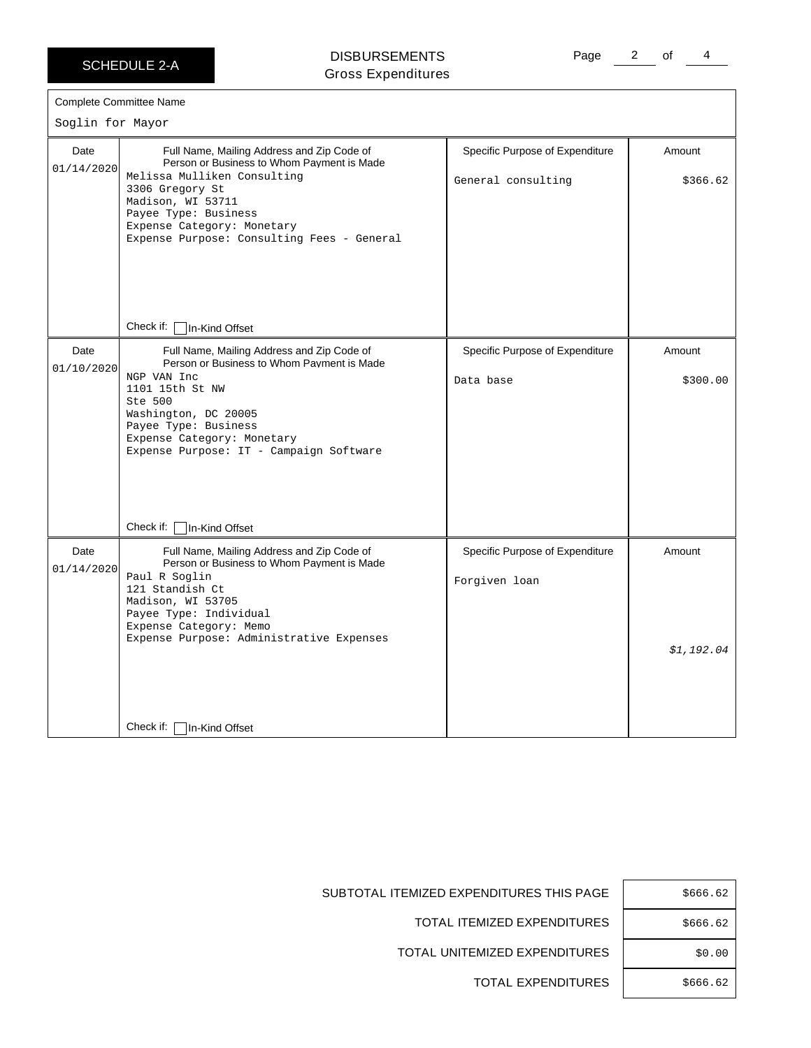SCHEDULE 2-A

# DISBURSEMENTS
## Gross Expenditures

Complete Committee Name

Soglin for Mayor

| Date | Full Name, Mailing Address and Zip Code of Person or Business to Whom Payment is Made | Specific Purpose of Expenditure | Amount |
|---|---|---|---|
| 01/14/2020 | Melissa Mulliken Consulting<br>3306 Gregory St<br>Madison, WI 53711<br>Payee Type: Business<br>Expense Category: Monetary<br>Expense Purpose: Consulting Fees - General<br>Check if: ☐ In-Kind Offset | General consulting | $366.62 |
| 01/10/2020 | NGP VAN Inc<br>1101 15th St NW<br>Ste 500<br>Washington, DC 20005<br>Payee Type: Business<br>Expense Category: Monetary<br>Expense Purpose: IT - Campaign Software<br>Check if: ☐ In-Kind Offset | Data base | $300.00 |
| 01/14/2020 | Paul R Soglin<br>121 Standish Ct<br>Madison, WI 53705<br>Payee Type: Individual<br>Expense Category: Memo<br>Expense Purpose: Administrative Expenses<br>Check if: ☐ In-Kind Offset | Forgiven loan | *$1,192.04* |

| | |
|---|---|
| SUBTOTAL ITEMIZED EXPENDITURES THIS PAGE | $666.62 |
| TOTAL ITEMIZED EXPENDITURES | $666.62 |
| TOTAL UNITEMIZED EXPENDITURES | $0.00 |
| TOTAL EXPENDITURES | $666.62 |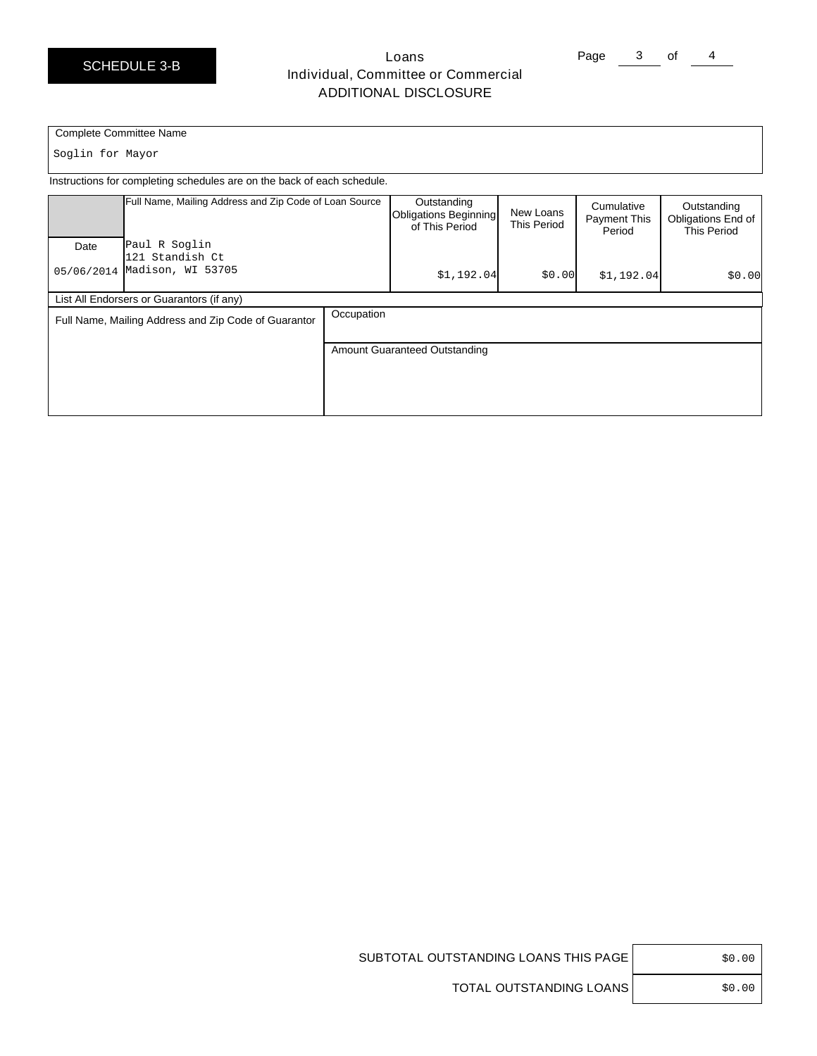SCHEDULE 3-B

# Loans
## Individual, Committee or Commercial
## ADDITIONAL DISCLOSURE

Complete Committee Name

Soglin for Mayor

Instructions for completing schedules are on the back of each schedule.

| Date | Full Name, Mailing Address and Zip Code of Loan Source | Outstanding Obligations Beginning of This Period | New Loans This Period | Cumulative Payment This Period | Outstanding Obligations End of This Period |
|---|---|---|---|---|---|
| 05/06/2014 | Paul R Soglin<br>121 Standish Ct<br>Madison, WI 53705 | $1,192.04 | $0.00 | $1,192.04 | $0.00 |

List All Endorsers or Guarantors (if any)

| Full Name, Mailing Address and Zip Code of Guarantor | Occupation |
|---|---|
| | Amount Guaranteed Outstanding |

| | |
|---|---|
| SUBTOTAL OUTSTANDING LOANS THIS PAGE | $0.00 |
| TOTAL OUTSTANDING LOANS | $0.00 |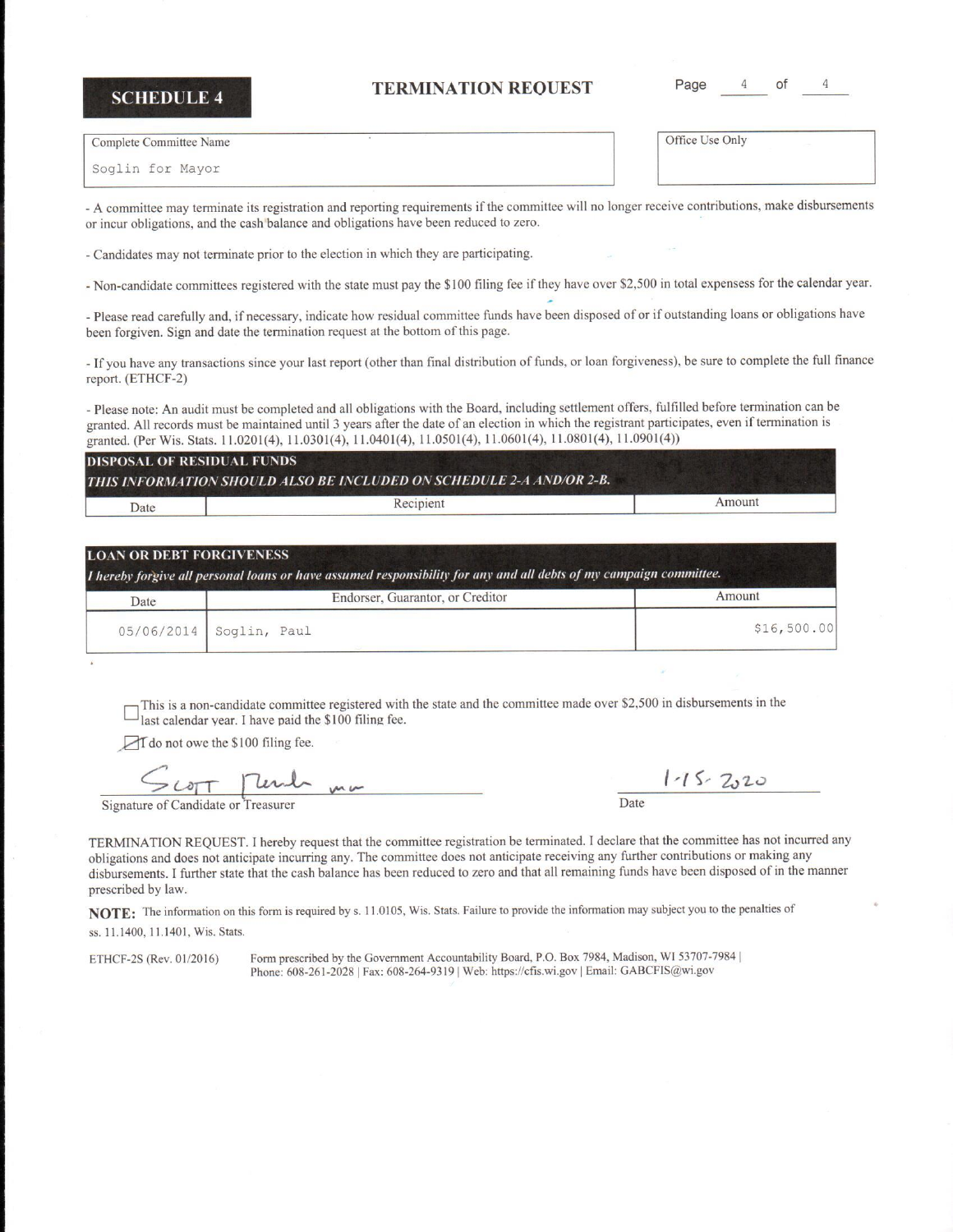# SCHEDULE 4

## TERMINATION REQUEST

Page 4 of 4

| Complete Committee Name | Office Use Only |
|---|---|
| Soglin for Mayor | |

- A committee may terminate its registration and reporting requirements if the committee will no longer receive contributions, make disbursements or incur obligations, and the cash balance and obligations have been reduced to zero.

- Candidates may not terminate prior to the election in which they are participating.

- Non-candidate committees registered with the state must pay the $100 filing fee if they have over $2,500 in total expensess for the calendar year.

- Please read carefully and, if necessary, indicate how residual committee funds have been disposed of or if outstanding loans or obligations have been forgiven. Sign and date the termination request at the bottom of this page.

- If you have any transactions since your last report (other than final distribution of funds, or loan forgiveness), be sure to complete the full finance report. (ETHCF-2)

- Please note: An audit must be completed and all obligations with the Board, including settlement offers, fulfilled before termination can be granted. All records must be maintained until 3 years after the date of an election in which the registrant participates, even if termination is granted. (Per Wis. Stats. 11.0201(4), 11.0301(4), 11.0401(4), 11.0501(4), 11.0601(4), 11.0801(4), 11.0901(4))

**DISPOSAL OF RESIDUAL FUNDS**

*THIS INFORMATION SHOULD ALSO BE INCLUDED ON SCHEDULE 2-A AND/OR 2-B.*

| Date | Recipient | Amount |
|---|---|---|

**LOAN OR DEBT FORGIVENESS**

*I hereby forgive all personal loans or have assumed responsibility for any and all debts of my campaign committee.*

| Date | Endorser, Guarantor, or Creditor | Amount |
|---|---|---|
| 05/06/2014 | Soglin, Paul | $16,500.00 |

☐ This is a non-candidate committee registered with the state and the committee made over $2,500 in disbursements in the last calendar year. I have paid the $100 filing fee.

☑ I do not owe the $100 filing fee.

Scott Resnick mw
Signature of Candidate or Treasurer

1-15-2020
Date

TERMINATION REQUEST. I hereby request that the committee registration be terminated. I declare that the committee has not incurred any obligations and does not anticipate incurring any. The committee does not anticipate receiving any further contributions or making any disbursements. I further state that the cash balance has been reduced to zero and that all remaining funds have been disposed of in the manner prescribed by law.

**NOTE:** The information on this form is required by s. 11.0105, Wis. Stats. Failure to provide the information may subject you to the penalties of ss. 11.1400, 11.1401, Wis. Stats.

ETHCF-2S (Rev. 01/2016) Form prescribed by the Government Accountability Board, P.O. Box 7984, Madison, WI 53707-7984 | Phone: 608-261-2028 | Fax: 608-264-9319 | Web: https://cfis.wi.gov | Email: GABCFIS@wi.gov